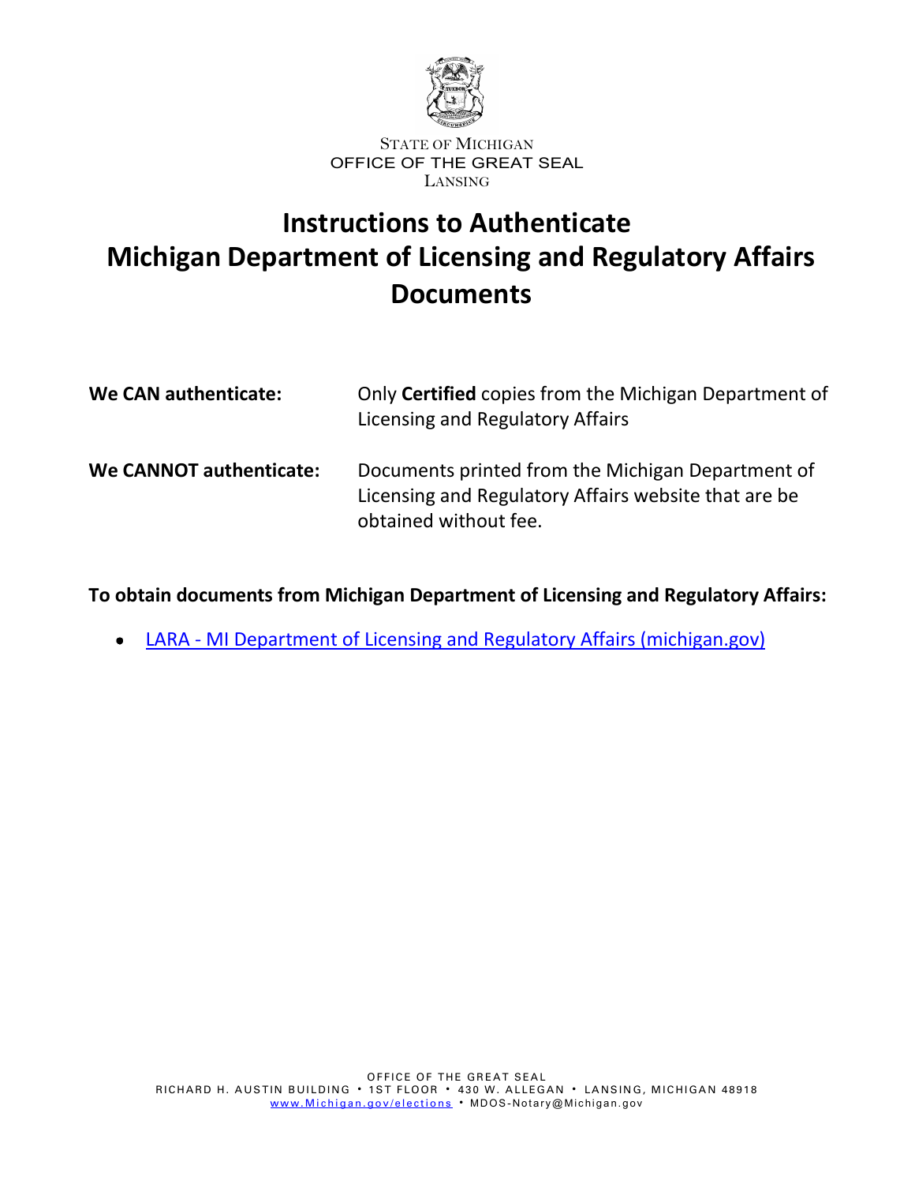STATE OF MICHIGAN
OFFICE OF THE GREAT SEAL
LANSING

# Instructions to Authenticate Michigan Department of Licensing and Regulatory Affairs Documents

| | |
|---|---|
| **We CAN authenticate:** | Only **Certified** copies from the Michigan Department of Licensing and Regulatory Affairs |
| **We CANNOT authenticate:** | Documents printed from the Michigan Department of Licensing and Regulatory Affairs website that are be obtained without fee. |

**To obtain documents from Michigan Department of Licensing and Regulatory Affairs:**

- LARA - MI Department of Licensing and Regulatory Affairs (michigan.gov)

OFFICE OF THE GREAT SEAL
RICHARD H. AUSTIN BUILDING • 1ST FLOOR • 430 W. ALLEGAN • LANSING, MICHIGAN 48918
www.Michigan.gov/elections • MDOS-Notary@Michigan.gov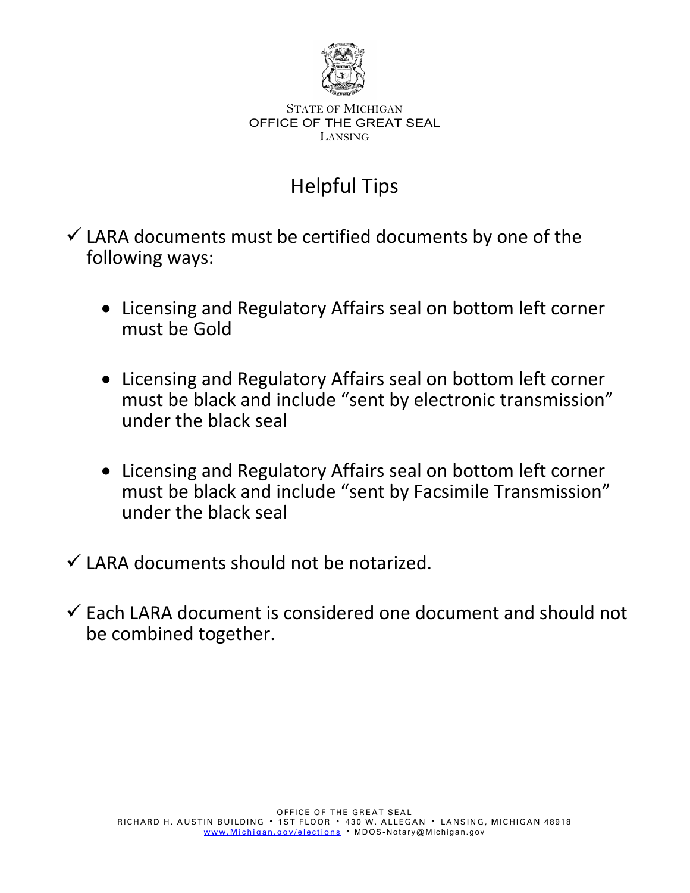STATE OF MICHIGAN
OFFICE OF THE GREAT SEAL
LANSING

# Helpful Tips

- ✓ LARA documents must be certified documents by one of the following ways:

  - Licensing and Regulatory Affairs seal on bottom left corner must be Gold

  - Licensing and Regulatory Affairs seal on bottom left corner must be black and include “sent by electronic transmission” under the black seal

  - Licensing and Regulatory Affairs seal on bottom left corner must be black and include “sent by Facsimile Transmission” under the black seal

- ✓ LARA documents should not be notarized.

- ✓ Each LARA document is considered one document and should not be combined together.

OFFICE OF THE GREAT SEAL
RICHARD H. AUSTIN BUILDING • 1ST FLOOR • 430 W. ALLEGAN • LANSING, MICHIGAN 48918
www.Michigan.gov/elections • MDOS-Notary@Michigan.gov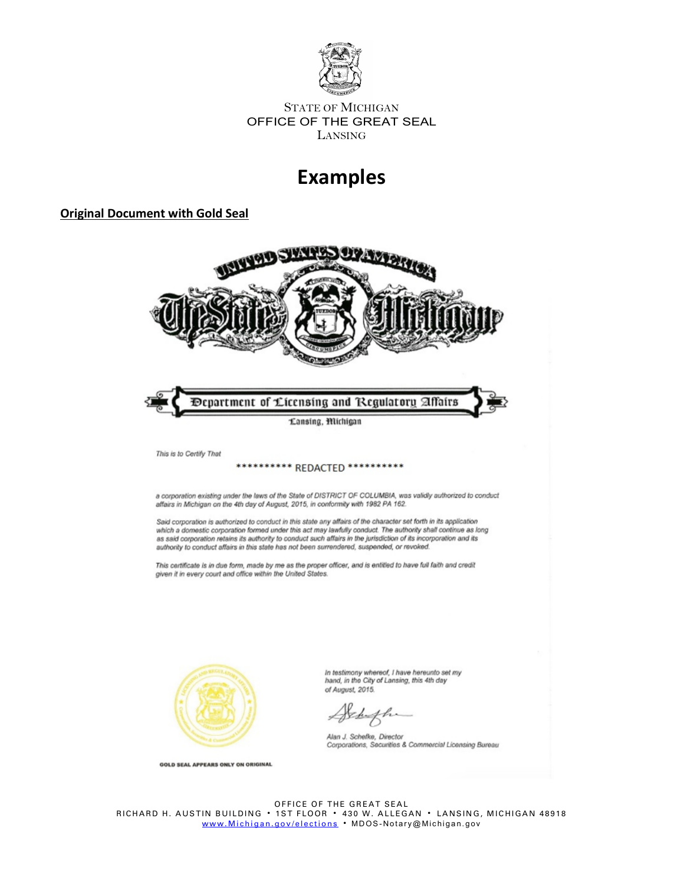STATE OF MICHIGAN
OFFICE OF THE GREAT SEAL
LANSING

# Examples

**Original Document with Gold Seal**

UNITED STATES OF AMERICA

The State of Michigan

Department of Licensing and Regulatory Affairs

Lansing, Michigan

*This is to Certify That*

********** REDACTED **********

*a corporation existing under the laws of the State of DISTRICT OF COLUMBIA, was validly authorized to conduct affairs in Michigan on the 4th day of August, 2015, in conformity with 1982 PA 162.*

*Said corporation is authorized to conduct in this state any affairs of the character set forth in its application which a domestic corporation formed under this act may lawfully conduct. The authority shall continue as long as said corporation retains its authority to conduct such affairs in the jurisdiction of its incorporation and its authority to conduct affairs in this state has not been surrendered, suspended, or revoked.*

*This certificate is in due form, made by me as the proper officer, and is entitled to have full faith and credit given it in every court and office within the United States.*

*In testimony whereof, I have hereunto set my hand, in the City of Lansing, this 4th day of August, 2015.*

*Alan J. Schefke, Director*
*Corporations, Securities & Commercial Licensing Bureau*

GOLD SEAL APPEARS ONLY ON ORIGINAL

OFFICE OF THE GREAT SEAL
RICHARD H. AUSTIN BUILDING • 1ST FLOOR • 430 W. ALLEGAN • LANSING, MICHIGAN 48918
www.Michigan.gov/elections • MDOS-Notary@Michigan.gov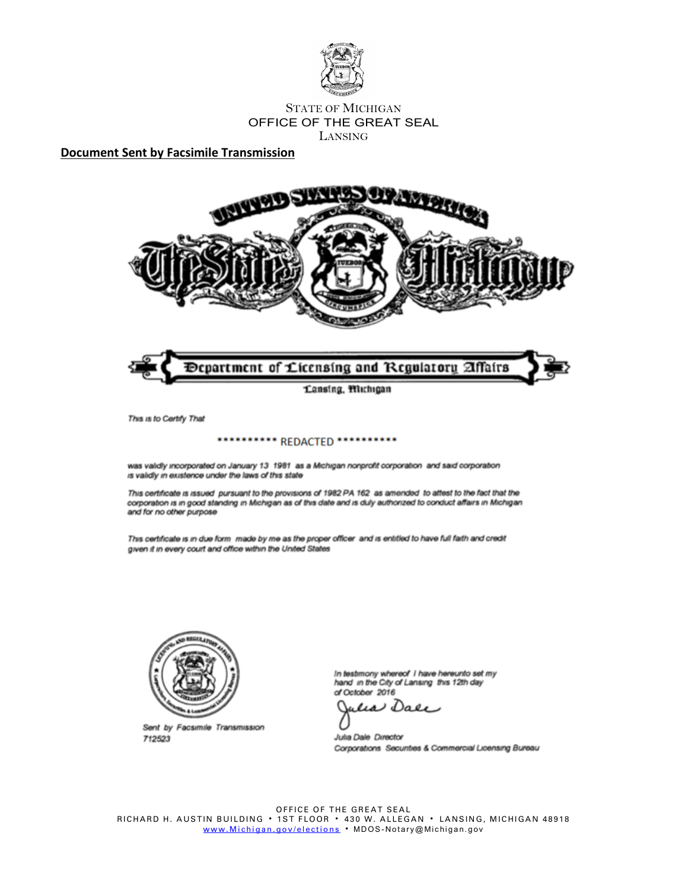STATE OF MICHIGAN
OFFICE OF THE GREAT SEAL
LANSING

**Document Sent by Facsimile Transmission**

United States of America

The State of Michigan

Department of Licensing and Regulatory Affairs

Lansing, Michigan

*This is to Certify That*

********** REDACTED **********

was validly incorporated on January 13 1981 as a Michigan nonprofit corporation and said corporation is validly in existence under the laws of this state

This certificate is issued pursuant to the provisions of 1982 PA 162 as amended to attest to the fact that the corporation is in good standing in Michigan as of this date and is duly authorized to conduct affairs in Michigan and for no other purpose

This certificate is in due form made by me as the proper officer and is entitled to have full faith and credit given it in every court and office within the United States

*Sent by Facsimile Transmission*
*712523*

*In testimony whereof I have hereunto set my hand in the City of Lansing this 12th day of October 2016*

Julia Dale

*Julia Dale Director*
*Corporations Securities & Commercial Licensing Bureau*

OFFICE OF THE GREAT SEAL
RICHARD H. AUSTIN BUILDING • 1ST FLOOR • 430 W. ALLEGAN • LANSING, MICHIGAN 48918
www.Michigan.gov/elections • MDOS-Notary@Michigan.gov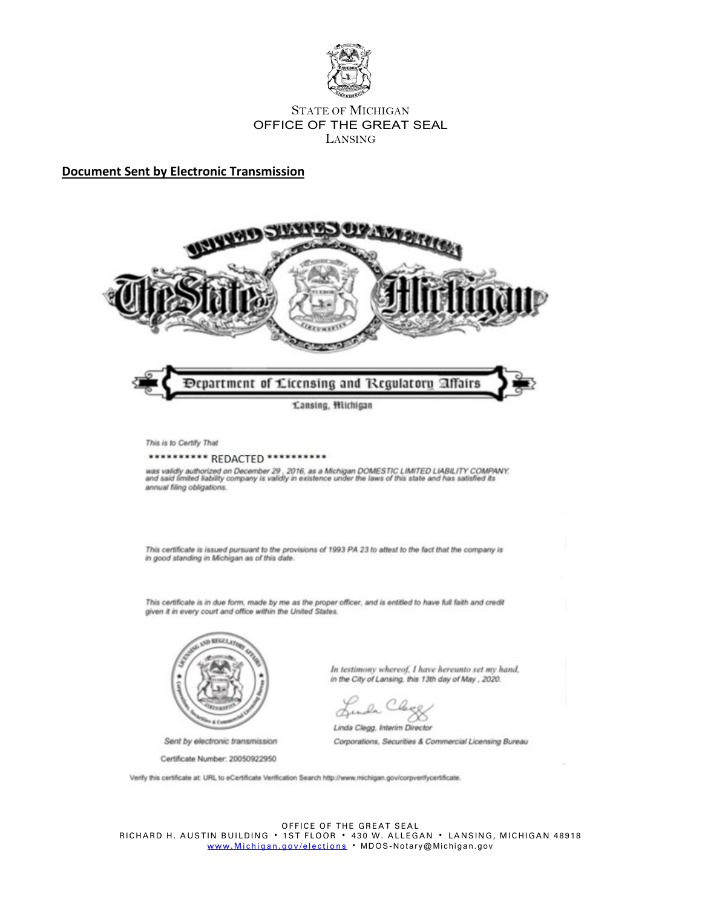STATE OF MICHIGAN

OFFICE OF THE GREAT SEAL

LANSING

**Document Sent by Electronic Transmission**

# The State of Michigan

UNITED STATES OF AMERICA

## Department of Licensing and Regulatory Affairs

Lansing, Michigan

*This is to Certify That*

********** REDACTED **********

*was validly authorized on December 29 , 2016, as a Michigan DOMESTIC LIMITED LIABILITY COMPANY. and said limited liability company is validly in existence under the laws of this state and has satisfied its annual filing obligations.*

*This certificate is issued pursuant to the provisions of 1993 PA 23 to attest to the fact that the company is in good standing in Michigan as of this date.*

*This certificate is in due form, made by me as the proper officer, and is entitled to have full faith and credit given it in every court and office within the United States.*

*In testimony whereof, I have hereunto set my hand, in the City of Lansing, this 13th day of May , 2020.*

*Linda Clegg, Interim Director*

*Corporations, Securities & Commercial Licensing Bureau*

*Sent by electronic transmission*

Certificate Number: 20050922950

Verify this certificate at: URL to eCertificate Verification Search http://www.michigan.gov/corpverifycertificate.

OFFICE OF THE GREAT SEAL

RICHARD H. AUSTIN BUILDING • 1ST FLOOR • 430 W. ALLEGAN • LANSING, MICHIGAN 48918

www.Michigan.gov/elections • MDOS-Notary@Michigan.gov